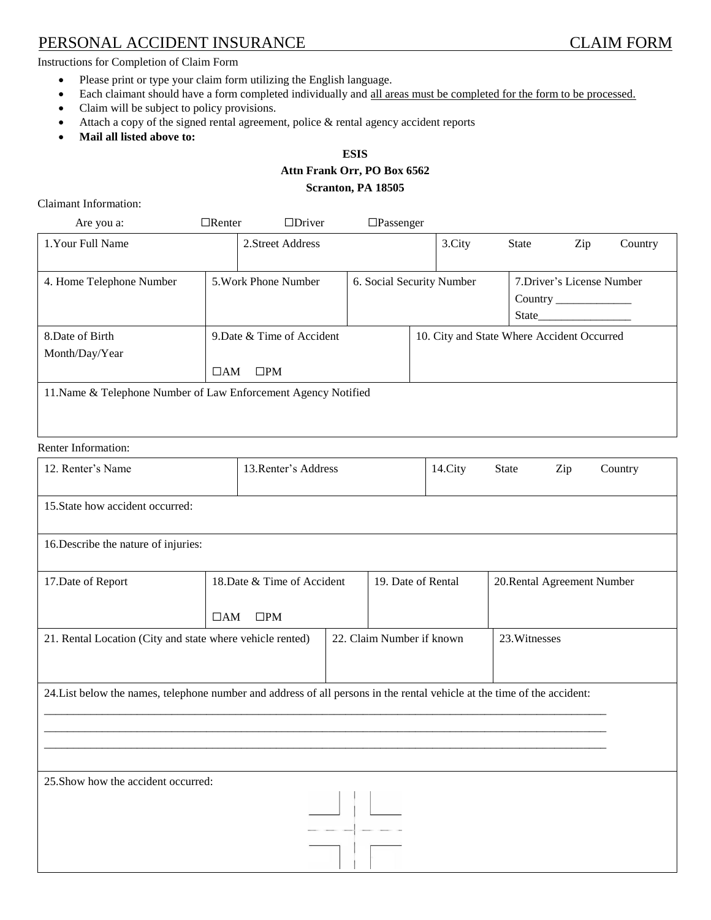# PERSONAL ACCIDENT INSURANCE CLAIM FORM

Instructions for Completion of Claim Form

- Please print or type your claim form utilizing the English language.
- Each claimant should have a form completed individually and all areas must be completed for the form to be processed.
- Claim will be subject to policy provisions.
- Attach a copy of the signed rental agreement, police & rental agency accident reports
- **Mail all listed above to:**

**ESIS**
**Attn Frank Orr, PO Box 6562**
**Scranton, PA 18505**

Claimant Information:

Are you a: ☐Renter ☐Driver ☐Passenger

| 1.Your Full Name | 2.Street Address | 3.City State Zip Country |
|---|---|---|
| | | |

| 4. Home Telephone Number | 5.Work Phone Number | 6. Social Security Number | 7.Driver's License Number Country _____________ State________________ |
|---|---|---|---|
| | | | |

| 8.Date of Birth Month/Day/Year | 9.Date & Time of Accident ☐AM ☐PM | 10. City and State Where Accident Occurred |
|---|---|---|
| | | |

| 11.Name & Telephone Number of Law Enforcement Agency Notified |
|---|
| |

Renter Information:

| 12. Renter's Name | 13.Renter's Address | 14.City State Zip Country |
|---|---|---|
| | | |

| 15.State how accident occurred: |
|---|
| |

| 16.Describe the nature of injuries: |
|---|
| |

| 17.Date of Report | 18.Date & Time of Accident ☐AM ☐PM | 19. Date of Rental | 20.Rental Agreement Number |
|---|---|---|---|
| | | | |

| 21. Rental Location (City and state where vehicle rented) | 22. Claim Number if known | 23.Witnesses |
|---|---|---|
| | | |

24.List below the names, telephone number and address of all persons in the rental vehicle at the time of the accident:

_____________________________________________________________________________________________

_____________________________________________________________________________________________

_____________________________________________________________________________________________

25.Show how the accident occurred: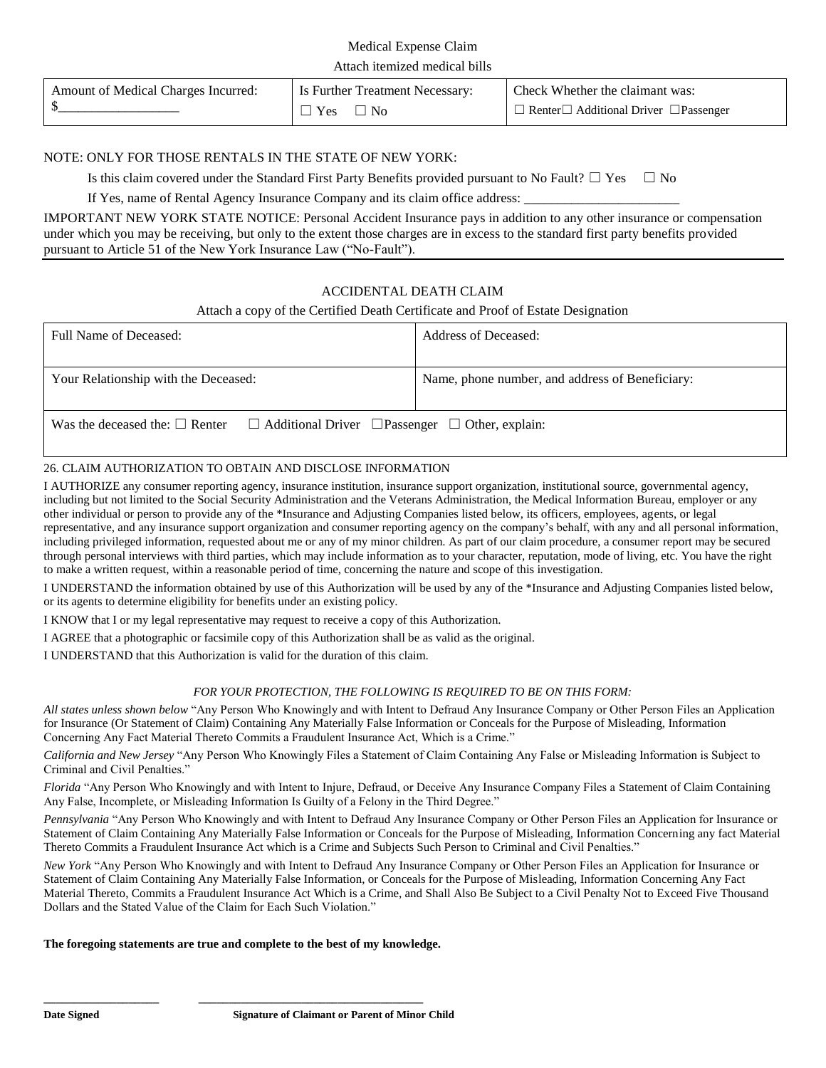Medical Expense Claim

Attach itemized medical bills

| Amount of Medical Charges Incurred: $_________________ | Is Further Treatment Necessary: ☐ Yes ☐ No | Check Whether the claimant was: ☐ Renter☐ Additional Driver ☐Passenger |
|---|---|---|

NOTE: ONLY FOR THOSE RENTALS IN THE STATE OF NEW YORK:

Is this claim covered under the Standard First Party Benefits provided pursuant to No Fault? ☐ Yes ☐ No

If Yes, name of Rental Agency Insurance Company and its claim office address: ______________________

IMPORTANT NEW YORK STATE NOTICE: Personal Accident Insurance pays in addition to any other insurance or compensation under which you may be receiving, but only to the extent those charges are in excess to the standard first party benefits provided pursuant to Article 51 of the New York Insurance Law ("No-Fault").

## ACCIDENTAL DEATH CLAIM

Attach a copy of the Certified Death Certificate and Proof of Estate Designation

| Full Name of Deceased: | Address of Deceased: |
|---|---|
| Your Relationship with the Deceased: | Name, phone number, and address of Beneficiary: |
| Was the deceased the: ☐ Renter ☐ Additional Driver ☐Passenger ☐ Other, explain: | |

26. CLAIM AUTHORIZATION TO OBTAIN AND DISCLOSE INFORMATION

I AUTHORIZE any consumer reporting agency, insurance institution, insurance support organization, institutional source, governmental agency, including but not limited to the Social Security Administration and the Veterans Administration, the Medical Information Bureau, employer or any other individual or person to provide any of the *Insurance and Adjusting Companies listed below, its officers, employees, agents, or legal representative, and any insurance support organization and consumer reporting agency on the company's behalf, with any and all personal information, including privileged information, requested about me or any of my minor children. As part of our claim procedure, a consumer report may be secured through personal interviews with third parties, which may include information as to your character, reputation, mode of living, etc. You have the right to make a written request, within a reasonable period of time, concerning the nature and scope of this investigation.

I UNDERSTAND the information obtained by use of this Authorization will be used by any of the *Insurance and Adjusting Companies listed below, or its agents to determine eligibility for benefits under an existing policy.

I KNOW that I or my legal representative may request to receive a copy of this Authorization.

I AGREE that a photographic or facsimile copy of this Authorization shall be as valid as the original.

I UNDERSTAND that this Authorization is valid for the duration of this claim.

*FOR YOUR PROTECTION, THE FOLLOWING IS REQUIRED TO BE ON THIS FORM:*

*All states unless shown below* "Any Person Who Knowingly and with Intent to Defraud Any Insurance Company or Other Person Files an Application for Insurance (Or Statement of Claim) Containing Any Materially False Information or Conceals for the Purpose of Misleading, Information Concerning Any Fact Material Thereto Commits a Fraudulent Insurance Act, Which is a Crime."

*California and New Jersey* "Any Person Who Knowingly Files a Statement of Claim Containing Any False or Misleading Information is Subject to Criminal and Civil Penalties."

*Florida* "Any Person Who Knowingly and with Intent to Injure, Defraud, or Deceive Any Insurance Company Files a Statement of Claim Containing Any False, Incomplete, or Misleading Information Is Guilty of a Felony in the Third Degree."

*Pennsylvania* "Any Person Who Knowingly and with Intent to Defraud Any Insurance Company or Other Person Files an Application for Insurance or Statement of Claim Containing Any Materially False Information or Conceals for the Purpose of Misleading, Information Concerning any fact Material Thereto Commits a Fraudulent Insurance Act which is a Crime and Subjects Such Person to Criminal and Civil Penalties."

*New York* "Any Person Who Knowingly and with Intent to Defraud Any Insurance Company or Other Person Files an Application for Insurance or Statement of Claim Containing Any Materially False Information, or Conceals for the Purpose of Misleading, Information Concerning Any Fact Material Thereto, Commits a Fraudulent Insurance Act Which is a Crime, and Shall Also Be Subject to a Civil Penalty Not to Exceed Five Thousand Dollars and the Stated Value of the Claim for Each Such Violation."

**The foregoing statements are true and complete to the best of my knowledge.**

__________________ ___________________________________

**Date Signed** **Signature of Claimant or Parent of Minor Child**